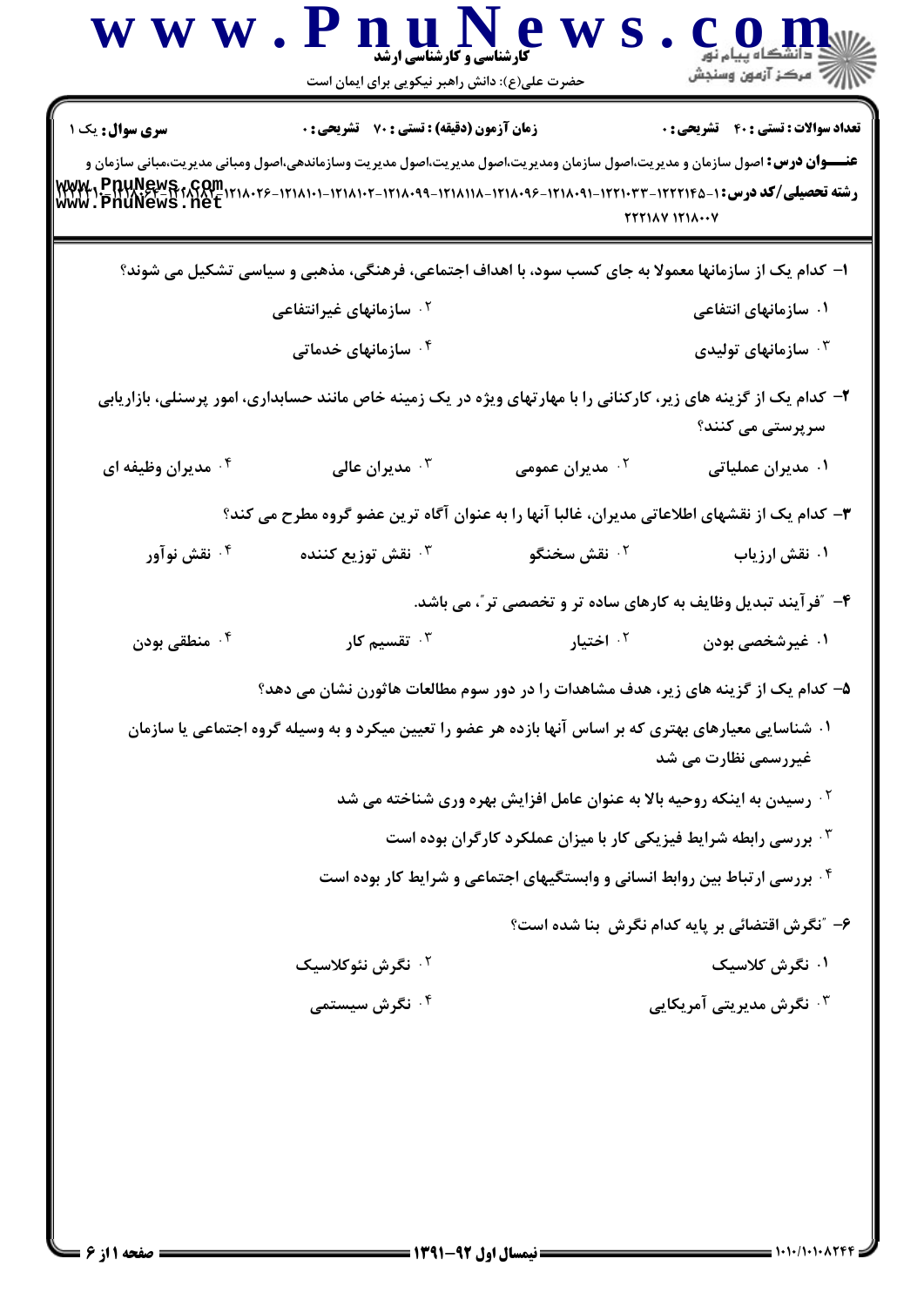**سری سوال:** یک ۱

**زمان آزمون (دقیقه) : تستی : ۷۰ تشریحی : ۰**

**تعداد سوالات : تستی : ۴۰ تشریحی : ۰**

**عنـــوان درس:** اصول سازمان و مدیریت،اصول سازمان ومدیریت،اصول مدیریت،اصول مدیریت وسازماندهی،اصول ومبانی مدیریت،مبانی سازمان و

**رشته تحصیلی/کد درس:** ۱-۱۲۲۲۱۴۵-۱۲۲۱۰۳۳-۱۲۱۸۰۹۱-۱۲۱۸۰۹۶-۱۲۱۸۱۱۸-۱۲۱۸۰۹۹-۱۲۱۸۱۰۲-۱۲۱۸۱۰۱-۱۲۱۸۰۲۶-۱۲۱۸۱۸۲-۱۲۱۸۰۶۴-۱۱۱۴۱۱۰ ۲۲۲۱۸۷ ۱۲۱۸۰۰۷

۱- کدام یک از سازمانها معمولا به جای کسب سود، با اهداف اجتماعی، فرهنگی، مذهبی و سیاسی تشکیل می شوند؟

۱. سازمانهای انتفاعی

۲. سازمانهای غیرانتفاعی

۳. سازمانهای تولیدی

۴. سازمانهای خدماتی

۲- کدام یک از گزینه های زیر، کارکنانی را با مهارتهای ویژه در یک زمینه خاص مانند حسابداری، امور پرسنلی، بازاریابی سرپرستی می کنند؟

۱. مدیران عملیاتی

۲. مدیران عمومی

۳. مدیران عالی

۴. مدیران وظیفه ای

۳- کدام یک از نقشهای اطلاعاتی مدیران، غالبا آنها را به عنوان آگاه ترین عضو گروه مطرح می کند؟

۱. نقش ارزیاب

۲. نقش سخنگو

۳. نقش توزیع کننده

۴. نقش نوآور

۴- "فرآیند تبدیل وظایف به کارهای ساده تر و تخصصی تر"، می باشد.

۱. غیرشخصی بودن

۲. اختیار

۳. تقسیم کار

۴. منطقی بودن

۵- کدام یک از گزینه های زیر، هدف مشاهدات را در دور سوم مطالعات هاثورن نشان می دهد؟

۱. شناسایی معیارهای بهتری که بر اساس آنها بازده هر عضو را تعیین میکرد و به وسیله گروه اجتماعی یا سازمان غیررسمی نظارت می شد

۲. رسیدن به اینکه روحیه بالا به عنوان عامل افزایش بهره وری شناخته می شد

۳. بررسی رابطه شرایط فیزیکی کار با میزان عملکرد کارگران بوده است

۴. بررسی ارتباط بین روابط انسانی و وابستگیهای اجتماعی و شرایط کار بوده است

۶- "نگرش اقتضائی بر پایه کدام نگرش بنا شده است؟

۱. نگرش کلاسیک

۲. نگرش نئوکلاسیک

۳. نگرش مدیریتی آمریکایی

۴. نگرش سیستمی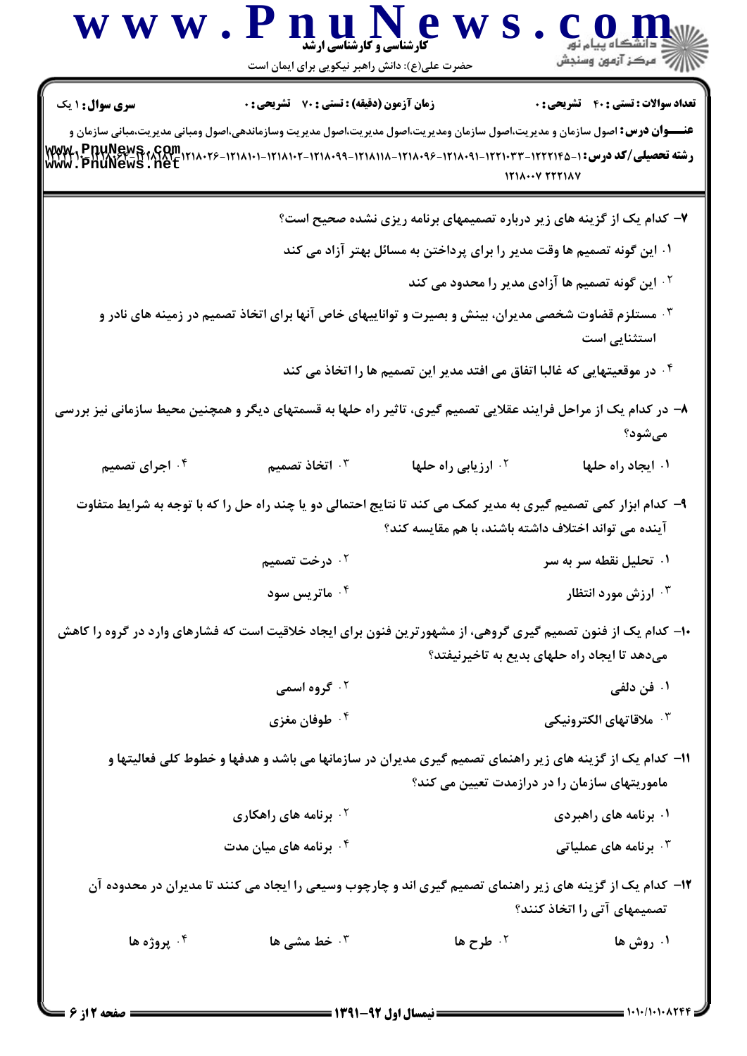**سری سوال:** ۱ یک | **زمان آزمون (دقیقه) : تستی :** ۷۰ **تشریحی :** ۰ | **تعداد سوالات : تستی :** ۴۰ **تشریحی :** ۰

**عنـــوان درس:** اصول سازمان و مدیریت،اصول سازمان ومدیریت،اصول مدیریت،اصول مدیریت وسازماندهی،اصول ومبانی مدیریت،مبانی سازمان و

**رشته تحصیلی/کد درس:** ۱۲۲۲۱۴۵-۱۲۲۱۰۳۳-۱۲۱۸۰۹۱-۱۲۱۸۰۹۶-۱۲۱۸۱۱۸-۱۲۱۸۰۹۹-۱۲۱۸۱۰۲-۱۲۱۸۱۰۱-۱۲۱۸۰۲۶-۱۲۱۸۱۸۲-۱۲۱۸۰۶۴-۱۱۱۲۲۱۰-۱۲۱۸۰۰۷ ۲۲۲۱۸۷

۷- کدام یک از گزینه های زیر درباره تصمیمهای برنامه ریزی نشده صحیح است؟

۱. این گونه تصمیم ها وقت مدیر را برای پرداختن به مسائل بهتر آزاد می کند

۲. این گونه تصمیم ها آزادی مدیر را محدود می کند

۳. مستلزم قضاوت شخصی مدیران، بینش و بصیرت و تواناییهای خاص آنها برای اتخاذ تصمیم در زمینه های نادر و استثنایی است

۴. در موقعیتهایی که غالبا اتفاق می افتد مدیر این تصمیم ها را اتخاذ می کند

۸- در کدام یک از مراحل فرایند عقلایی تصمیم گیری، تاثیر راه حلها به قسمتهای دیگر و همچنین محیط سازمانی نیز بررسی می‌شود؟

۱. ایجاد راه حلها

۲. ارزیابی راه حلها

۳. اتخاذ تصمیم

۴. اجرای تصمیم

۹- کدام ابزار کمی تصمیم گیری به مدیر کمک می کند تا نتایج احتمالی دو یا چند راه حل را که با توجه به شرایط متفاوت آینده می تواند اختلاف داشته باشند، با هم مقایسه کند؟

۱. تحلیل نقطه سر به سر

۲. درخت تصمیم

۳. ارزش مورد انتظار

۴. ماتریس سود

۱۰- کدام یک از فنون تصمیم گیری گروهی، از مشهورترین فنون برای ایجاد خلاقیت است که فشارهای وارد در گروه را کاهش می‌دهد تا ایجاد راه حلهای بدیع به تاخیرنیفتد؟

۱. فن دلفی

۲. گروه اسمی

۳. ملاقاتهای الکترونیکی

۴. طوفان مغزی

۱۱- کدام یک از گزینه های زیر راهنمای تصمیم گیری مدیران در سازمانها می باشد و هدفها و خطوط کلی فعالیتها و ماموریتهای سازمان را در درازمدت تعیین می کند؟

۱. برنامه های راهبردی

۲. برنامه های راهکاری

۳. برنامه های عملیاتی

۴. برنامه های میان مدت

۱۲- کدام یک از گزینه های زیر راهنمای تصمیم گیری اند و چارچوب وسیعی را ایجاد می کنند تا مدیران در محدوده آن تصمیمهای آتی را اتخاذ کنند؟

۱. روش ها

۲. طرح ها

۳. خط مشی ها

۴. پروژه ها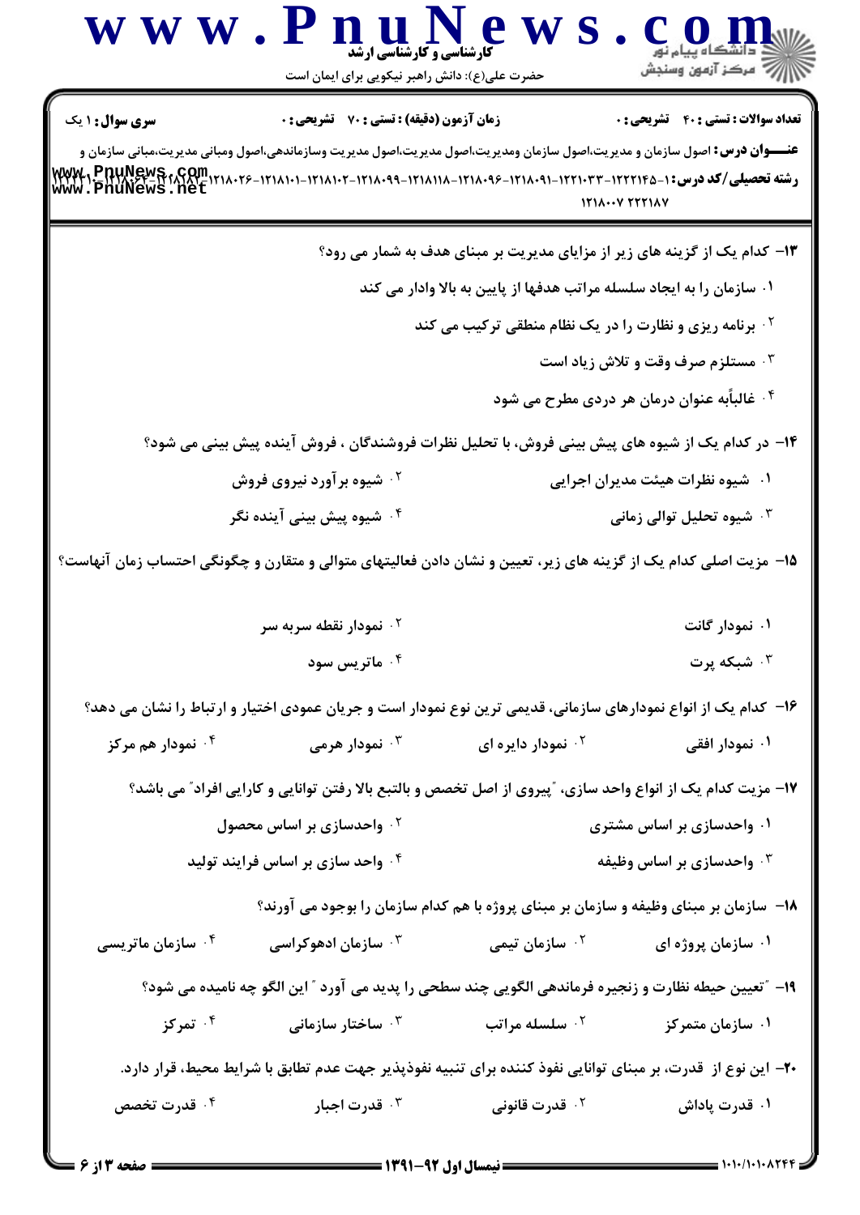**سری سوال:** ۱ یک

**زمان آزمون (دقیقه) : تستی : ۷۰ تشریحی : ۰**

**تعداد سوالات : تستی : ۴۰ تشریحی : ۰**

**عنـــوان درس:** اصول سازمان و مدیریت،اصول سازمان ومدیریت،اصول مدیریت،اصول مدیریت وسازماندهی،اصول ومبانی مدیریت،مبانی سازمان و

**رشته تحصیلی/کد درس:** ۱۲۱۸۰۲۶-۱۲۱۸۱۰۱-۱۲۱۸۱۰۲-۱۲۱۸۰۹۹-۱۲۱۸۱۱۸-۱۲۱۸۰۹۶-۱۲۱۸۰۹۱-۱۲۲۱۰۳۳-۱۲۲۲۱۴۵-۱ ۱۲۱۸۰۰۷ ۲۲۲۱۸۷

۱۳- کدام یک از گزینه های زیر از مزایای مدیریت بر مبنای هدف به شمار می رود؟

۱. سازمان را به ایجاد سلسله مراتب هدفها از پایین به بالا وادار می کند

۲. برنامه ریزی و نظارت را در یک نظام منطقی ترکیب می کند

۳. مستلزم صرف وقت و تلاش زیاد است

۴. غالباًبه عنوان درمان هر دردی مطرح می شود

۱۴- در کدام یک از شیوه های پیش بینی فروش، با تحلیل نظرات فروشندگان ، فروش آینده پیش بینی می شود؟

۱. شیوه نظرات هیئت مدیران اجرایی

۲. شیوه برآورد نیروی فروش

۳. شیوه تحلیل توالی زمانی

۴. شیوه پیش بینی آینده نگر

۱۵- مزیت اصلی کدام یک از گزینه های زیر، تعیین و نشان دادن فعالیتهای متوالی و متقارن و چگونگی احتساب زمان آنهاست؟

۱. نمودار گانت

۲. نمودار نقطه سربه سر

۳. شبکه پرت

۴. ماتریس سود

۱۶- کدام یک از انواع نمودارهای سازمانی، قدیمی ترین نوع نمودار است و جریان عمودی اختیار و ارتباط را نشان می دهد؟

۱. نمودار افقی

۲. نمودار دایره ای

۳. نمودار هرمی

۴. نمودار هم مرکز

۱۷- مزیت کدام یک از انواع واحد سازی، "پیروی از اصل تخصص و بالتبع بالا رفتن توانایی و کارایی افراد" می باشد؟

۱. واحدسازی بر اساس مشتری

۲. واحدسازی بر اساس محصول

۳. واحدسازی بر اساس وظیفه

۴. واحد سازی بر اساس فرایند تولید

۱۸- سازمان بر مبنای وظیفه و سازمان بر مبنای پروژه با هم کدام سازمان را بوجود می آورند؟

۱. سازمان پروژه ای

۲. سازمان تیمی

۳. سازمان ادهوکراسی

۴. سازمان ماتریسی

۱۹- "تعیین حیطه نظارت و زنجیره فرماندهی الگویی چند سطحی را پدید می آورد " این الگو چه نامیده می شود؟

۱. سازمان متمرکز

۲. سلسله مراتب

۳. ساختار سازمانی

۴. تمرکز

۲۰- این نوع از قدرت، بر مبنای توانایی نفوذ کننده برای تنبیه نفوذپذیر جهت عدم تطابق با شرایط محیط، قرار دارد.

۱. قدرت پاداش

۲. قدرت قانونی

۳. قدرت اجبار

۴. قدرت تخصص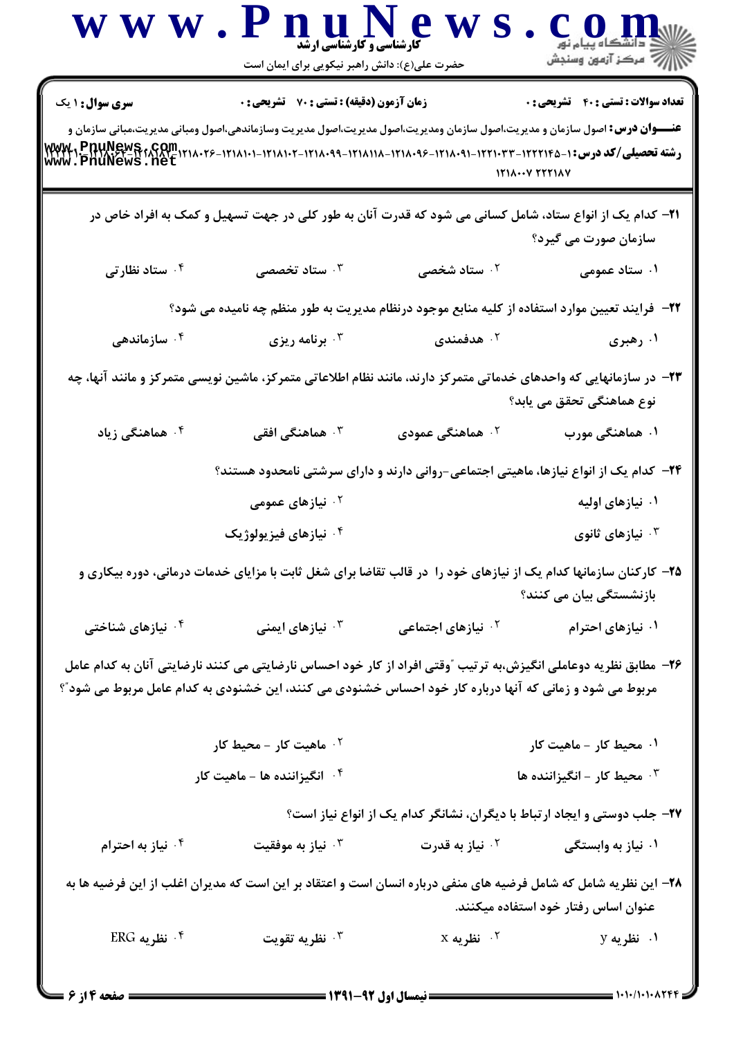**سری سوال:** ۱ یک | **زمان آزمون (دقیقه) : تستی : ۷۰ تشریحی : ۰** | **تعداد سوالات : تستی : ۴۰ تشریحی : ۰**

**عنـــوان درس:** اصول سازمان و مدیریت،اصول سازمان ومدیریت،اصول مدیریت،اصول مدیریت وسازماندهی،اصول ومبانی مدیریت،مبانی سازمان و

**رشته تحصیلی/کد درس:** ۱۲۲۲۱۴۵-۱۲۲۱۰۳۳-۱۲۱۸۰۹۱-۱۲۱۸۰۹۶-۱۲۱۸۱۱۸-۱۲۱۸۰۹۹-۱۲۱۸۱۰۲-۱۲۱۸۱۰۱-۱۲۱۸۰۲۶-۱۲۱۸۱۸۲-۱۲۱۸۰۶۴-۱۱۱۱۱۰ ۱۲۱۸۰۰۷ ۲۲۲۱۸۷

۲۱- کدام یک از انواع ستاد، شامل کسانی می شود که قدرت آنان به طور کلی در جهت تسهیل و کمک به افراد خاص در سازمان صورت می گیرد؟

۱. ستاد عمومی
۲. ستاد شخصی
۳. ستاد تخصصی
۴. ستاد نظارتی

۲۲- فرایند تعیین موارد استفاده از کلیه منابع موجود درنظام مدیریت به طور منظم چه نامیده می شود؟

۱. رهبری
۲. هدفمندی
۳. برنامه ریزی
۴. سازماندهی

۲۳- در سازمانهایی که واحدهای خدماتی متمرکز دارند، مانند نظام اطلاعاتی متمرکز، ماشین نویسی متمرکز و مانند آنها، چه نوع هماهنگی تحقق می یابد؟

۱. هماهنگی مورب
۲. هماهنگی عمودی
۳. هماهنگی افقی
۴. هماهنگی زیاد

۲۴- کدام یک از انواع نیازها، ماهیتی اجتماعی-روانی دارند و دارای سرشتی نامحدود هستند؟

۱. نیازهای اولیه
۲. نیازهای عمومی
۳. نیازهای ثانوی
۴. نیازهای فیزیولوژیک

۲۵- کارکنان سازمانها کدام یک از نیازهای خود را در قالب تقاضا برای شغل ثابت با مزایای خدمات درمانی، دوره بیکاری و بازنشستگی بیان می کنند؟

۱. نیازهای احترام
۲. نیازهای اجتماعی
۳. نیازهای ایمنی
۴. نیازهای شناختی

۲۶- مطابق نظریه دوعاملی انگیزش،به ترتیب "وقتی افراد از کار خود احساس نارضایتی می کنند نارضایتی آنان به کدام عامل مربوط می شود و زمانی که آنها درباره کار خود احساس خشنودی می کنند، این خشنودی به کدام عامل مربوط می شود"؟

۱. محیط کار - ماهیت کار
۲. ماهیت کار - محیط کار
۳. محیط کار - انگیزاننده ها
۴. انگیزاننده ها - ماهیت کار

۲۷- جلب دوستی و ایجاد ارتباط با دیگران، نشانگر کدام یک از انواع نیاز است؟

۱. نیاز به وابستگی
۲. نیاز به قدرت
۳. نیاز به موفقیت
۴. نیاز به احترام

۲۸- این نظریه شامل که شامل فرضیه های منفی درباره انسان است و اعتقاد بر این است که مدیران اغلب از این فرضیه ها به عنوان اساس رفتار خود استفاده میکنند.

۱. نظریه y
۲. نظریه x
۳. نظریه تقویت
۴. نظریه ERG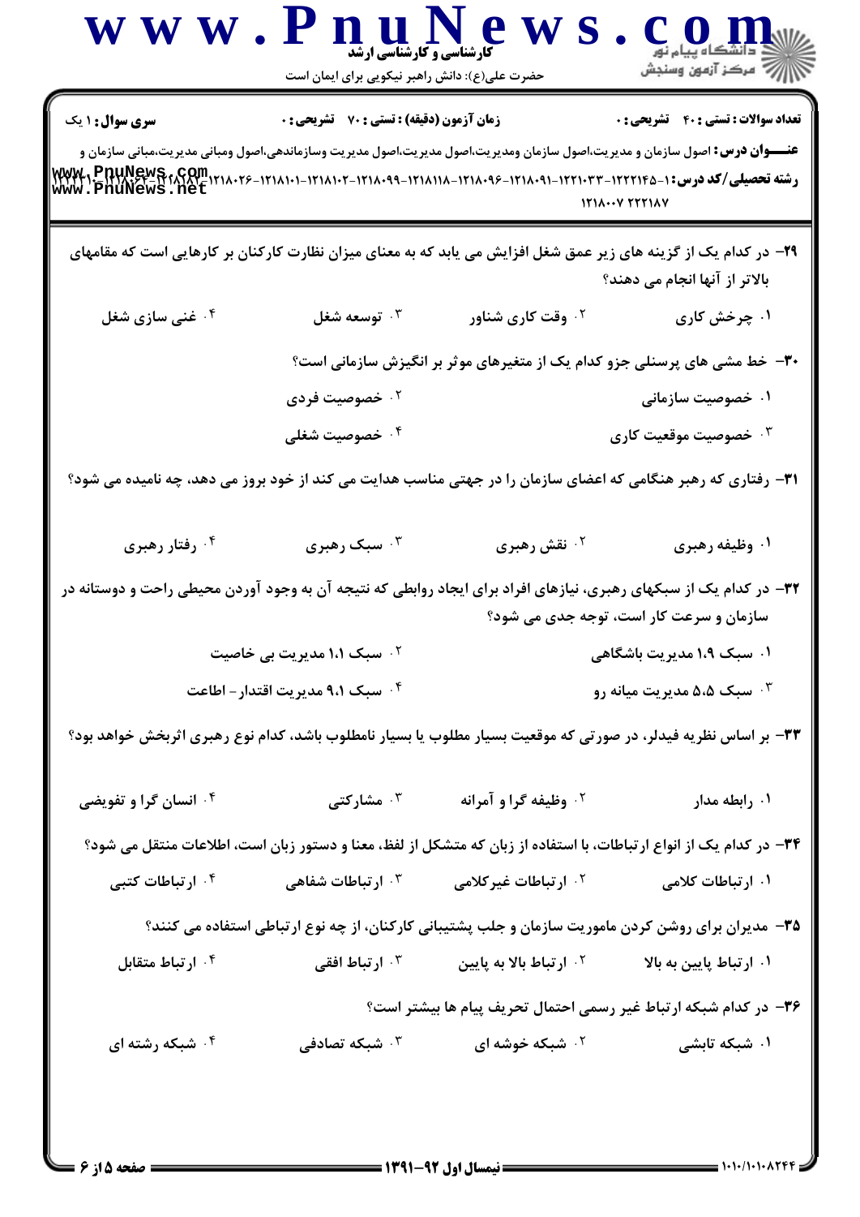**سری سوال:** ۱ یک | **زمان آزمون (دقیقه) : تستی :** ۷۰ **تشریحی :** ۰ | **تعداد سوالات : تستی :** ۴۰ **تشریحی :** ۰

**عنـــوان درس:** اصول سازمان و مدیریت،اصول سازمان ومدیریت،اصول مدیریت،اصول مدیریت وسازماندهی،اصول ومبانی مدیریت،مبانی مدیریت،مبانی سازمان و

**رشته تحصیلی/کد درس:** ۱-۱۲۲۲۱۴۵-۱۲۲۱۰۳۳-۱۲۱۸۰۹۱-۱۲۱۸۰۹۶-۱۲۱۸۱۱۸-۱۲۱۸۰۹۹-۱۲۱۸۱۰۲-۱۲۱۸۱۰۱-۱۲۱۸۰۲۶-۱۲۱۸۱۸۲-۱۲۱۸۰۶۴-۱۲۱۲۱۱۰ ۱۲۱۸۰۰۷ ۲۲۲۱۸۷

۲۹- در کدام یک از گزینه های زیر عمق شغل افزایش می یابد که به معنای میزان نظارت کارکنان بر کارهایی است که مقامهای بالاتر از آنها انجام می دهند؟

۱. چرخش کاری
۲. وقت کاری شناور
۳. توسعه شغل
۴. غنی سازی شغل

۳۰- خط مشی های پرسنلی جزو کدام یک از متغیرهای موثر بر انگیزش سازمانی است؟

۱. خصوصیت سازمانی
۲. خصوصیت فردی
۳. خصوصیت موقعیت کاری
۴. خصوصیت شغلی

۳۱- رفتاری که رهبر هنگامی که اعضای سازمان را در جهتی مناسب هدایت می کند از خود بروز می دهد، چه نامیده می شود؟

۱. وظیفه رهبری
۲. نقش رهبری
۳. سبک رهبری
۴. رفتار رهبری

۳۲- در کدام یک از سبکهای رهبری، نیازهای افراد برای ایجاد روابطی که نتیجه آن به وجود آوردن محیطی راحت و دوستانه در سازمان و سرعت کار است، توجه جدی می شود؟

۱. سبک ۱،۹ مدیریت باشگاهی
۲. سبک ۱،۱ مدیریت بی خاصیت
۳. سبک ۵،۵ مدیریت میانه رو
۴. سبک ۹،۱ مدیریت اقتدار - اطاعت

۳۳- بر اساس نظریه فیدلر، در صورتی که موقعیت بسیار مطلوب یا بسیار نامطلوب باشد، کدام نوع رهبری اثربخش خواهد بود؟

۱. رابطه مدار
۲. وظیفه گرا و آمرانه
۳. مشارکتی
۴. انسان گرا و تفویضی

۳۴- در کدام یک از انواع ارتباطات، با استفاده از زبان که متشکل از لفظ، معنا و دستور زبان است، اطلاعات منتقل می شود؟

۱. ارتباطات کلامی
۲. ارتباطات غیرکلامی
۳. ارتباطات شفاهی
۴. ارتباطات کتبی

۳۵- مدیران برای روشن کردن ماموریت سازمان و جلب پشتیبانی کارکنان، از چه نوع ارتباطی استفاده می کنند؟

۱. ارتباط پایین به بالا
۲. ارتباط بالا به پایین
۳. ارتباط افقی
۴. ارتباط متقابل

۳۶- در کدام شبکه ارتباط غیر رسمی احتمال تحریف پیام ها بیشتر است؟

۱. شبکه تابشی
۲. شبکه خوشه ای
۳. شبکه تصادفی
۴. شبکه رشته ای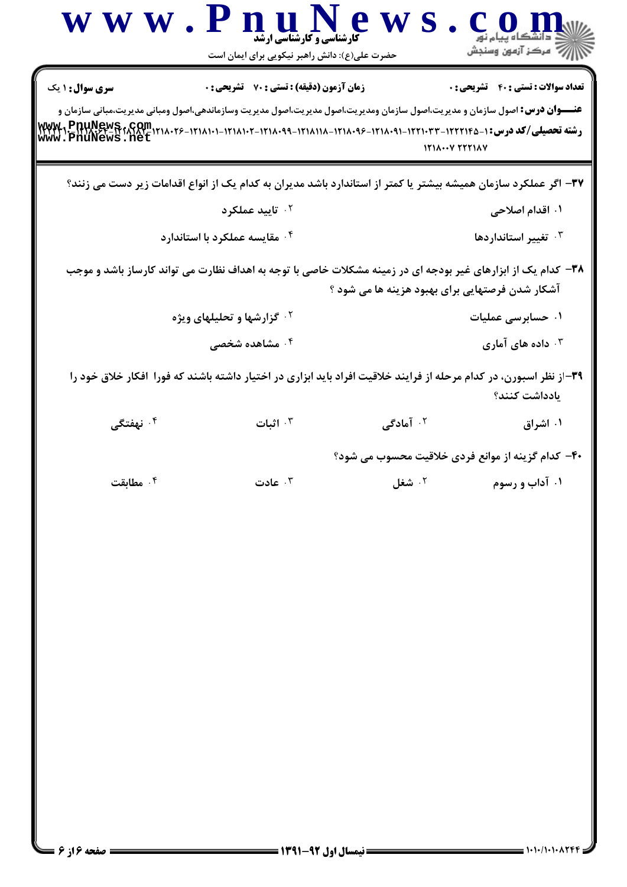۳۷- اگر عملکرد سازمان همیشه بیشتر یا کمتر از استاندارد باشد مدیران به کدام یک از انواع اقدامات زیر دست می زنند؟

۱. اقدام اصلاحی
۲. تایید عملکرد
۳. تغییر استانداردها
۴. مقایسه عملکرد با استاندارد

۳۸- کدام یک از ابزارهای غیر بودجه ای در زمینه مشکلات خاصی با توجه به اهداف نظارت می تواند کارساز باشد و موجب آشکار شدن فرصتهایی برای بهبود هزینه ها می شود ؟

۱. حسابرسی عملیات
۲. گزارشها و تحلیلهای ویژه
۳. داده های آماری
۴. مشاهده شخصی

۳۹- از نظر اسبورن، در کدام مرحله از فرایند خلاقیت افراد باید ابزاری در اختیار داشته باشند که فورا افکار خلاق خود را یادداشت کنند؟

۱. اشراق
۲. آمادگی
۳. اثبات
۴. نهفتگی

۴۰- کدام گزینه از موانع فردی خلاقیت محسوب می شود؟

۱. آداب و رسوم
۲. شغل
۳. عادت
۴. مطابقت